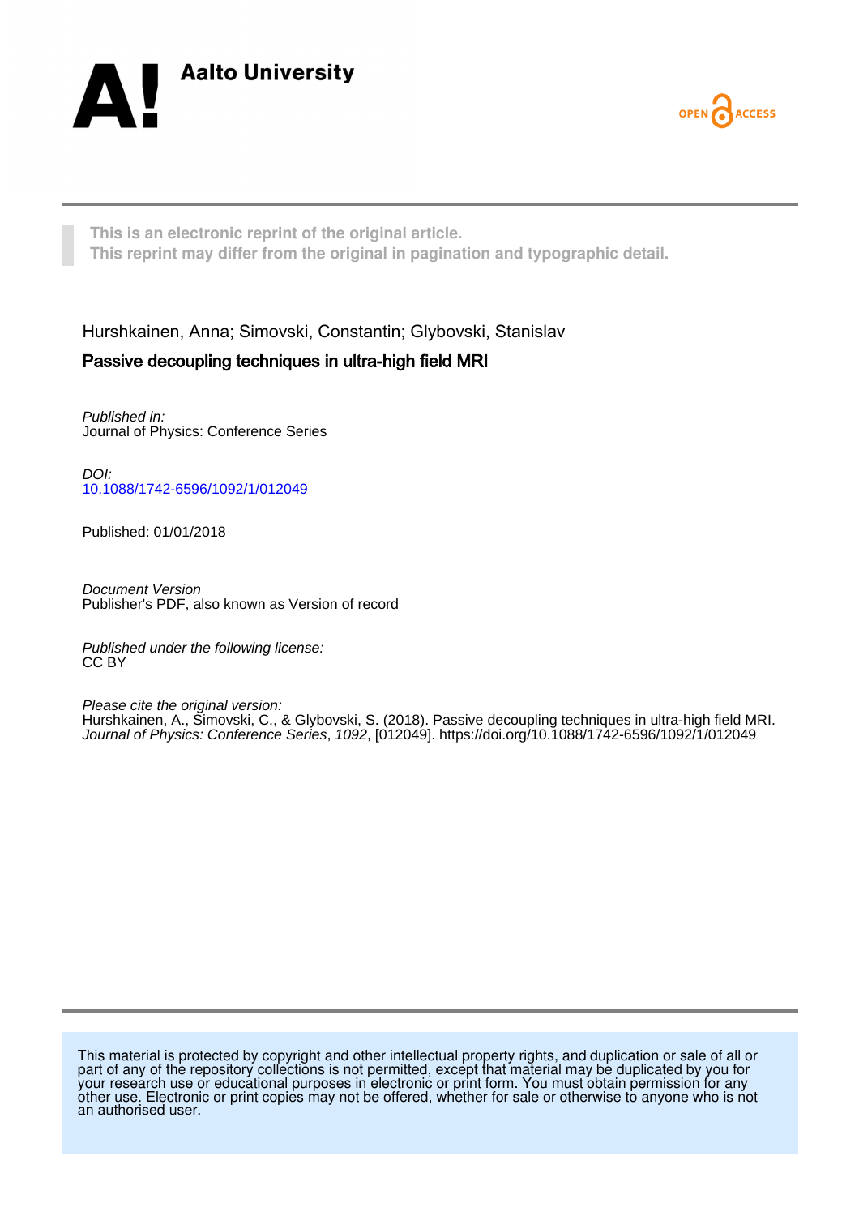Aalto University

OPEN ACCESS

This is an electronic reprint of the original article.
This reprint may differ from the original in pagination and typographic detail.

Hurshkainen, Anna; Simovski, Constantin; Glybovski, Stanislav

# Passive decoupling techniques in ultra-high field MRI

*Published in:*
Journal of Physics: Conference Series

*DOI:*
10.1088/1742-6596/1092/1/012049

Published: 01/01/2018

*Document Version*
Publisher's PDF, also known as Version of record

*Published under the following license:*
CC BY

*Please cite the original version:*
Hurshkainen, A., Simovski, C., & Glybovski, S. (2018). Passive decoupling techniques in ultra-high field MRI. *Journal of Physics: Conference Series*, *1092*, [012049]. https://doi.org/10.1088/1742-6596/1092/1/012049

This material is protected by copyright and other intellectual property rights, and duplication or sale of all or part of any of the repository collections is not permitted, except that material may be duplicated by you for your research use or educational purposes in electronic or print form. You must obtain permission for any other use. Electronic or print copies may not be offered, whether for sale or otherwise to anyone who is not an authorised user.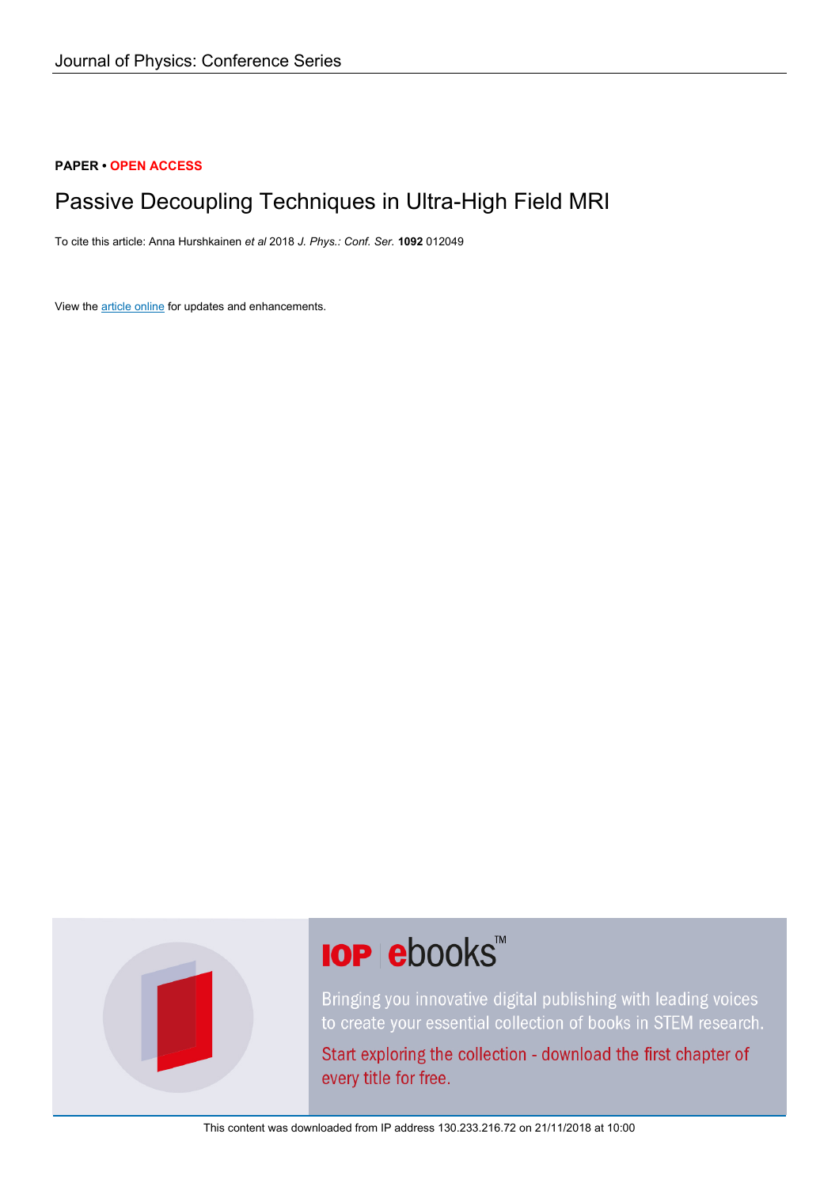Journal of Physics: Conference Series

**PAPER • OPEN ACCESS**

# Passive Decoupling Techniques in Ultra-High Field MRI

To cite this article: Anna Hurshkainen *et al* 2018 *J. Phys.: Conf. Ser.* **1092** 012049

View the article online for updates and enhancements.

This content was downloaded from IP address 130.233.216.72 on 21/11/2018 at 10:00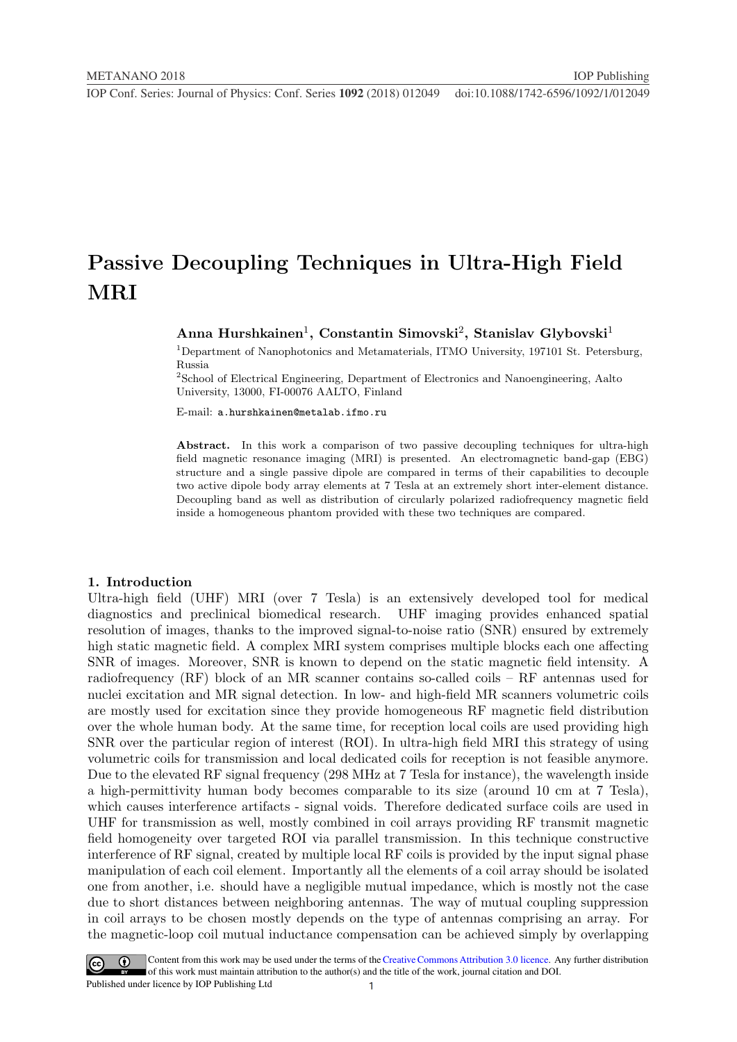# Passive Decoupling Techniques in Ultra-High Field MRI

**Anna Hurshkainen**[1], **Constantin Simovski**[2], **Stanislav Glybovski**[1]

[1]Department of Nanophotonics and Metamaterials, ITMO University, 197101 St. Petersburg, Russia

[2]School of Electrical Engineering, Department of Electronics and Nanoengineering, Aalto University, 13000, FI-00076 AALTO, Finland

E-mail: `a.hurshkainen@metalab.ifmo.ru`

**Abstract.** In this work a comparison of two passive decoupling techniques for ultra-high field magnetic resonance imaging (MRI) is presented. An electromagnetic band-gap (EBG) structure and a single passive dipole are compared in terms of their capabilities to decouple two active dipole body array elements at 7 Tesla at an extremely short inter-element distance. Decoupling band as well as distribution of circularly polarized radiofrequency magnetic field inside a homogeneous phantom provided with these two techniques are compared.

## 1. Introduction

Ultra-high field (UHF) MRI (over 7 Tesla) is an extensively developed tool for medical diagnostics and preclinical biomedical research. UHF imaging provides enhanced spatial resolution of images, thanks to the improved signal-to-noise ratio (SNR) ensured by extremely high static magnetic field. A complex MRI system comprises multiple blocks each one affecting SNR of images. Moreover, SNR is known to depend on the static magnetic field intensity. A radiofrequency (RF) block of an MR scanner contains so-called coils – RF antennas used for nuclei excitation and MR signal detection. In low- and high-field MR scanners volumetric coils are mostly used for excitation since they provide homogeneous RF magnetic field distribution over the whole human body. At the same time, for reception local coils are used providing high SNR over the particular region of interest (ROI). In ultra-high field MRI this strategy of using volumetric coils for transmission and local dedicated coils for reception is not feasible anymore. Due to the elevated RF signal frequency (298 MHz at 7 Tesla for instance), the wavelength inside a high-permittivity human body becomes comparable to its size (around 10 cm at 7 Tesla), which causes interference artifacts - signal voids. Therefore dedicated surface coils are used in UHF for transmission as well, mostly combined in coil arrays providing RF transmit magnetic field homogeneity over targeted ROI via parallel transmission. In this technique constructive interference of RF signal, created by multiple local RF coils is provided by the input signal phase manipulation of each coil element. Importantly all the elements of a coil array should be isolated one from another, i.e. should have a negligible mutual impedance, which is mostly not the case due to short distances between neighboring antennas. The way of mutual coupling suppression in coil arrays to be chosen mostly depends on the type of antennas comprising an array. For the magnetic-loop coil mutual inductance compensation can be achieved simply by overlapping

Content from this work may be used under the terms of the Creative Commons Attribution 3.0 licence. Any further distribution of this work must maintain attribution to the author(s) and the title of the work, journal citation and DOI.
Published under licence by IOP Publishing Ltd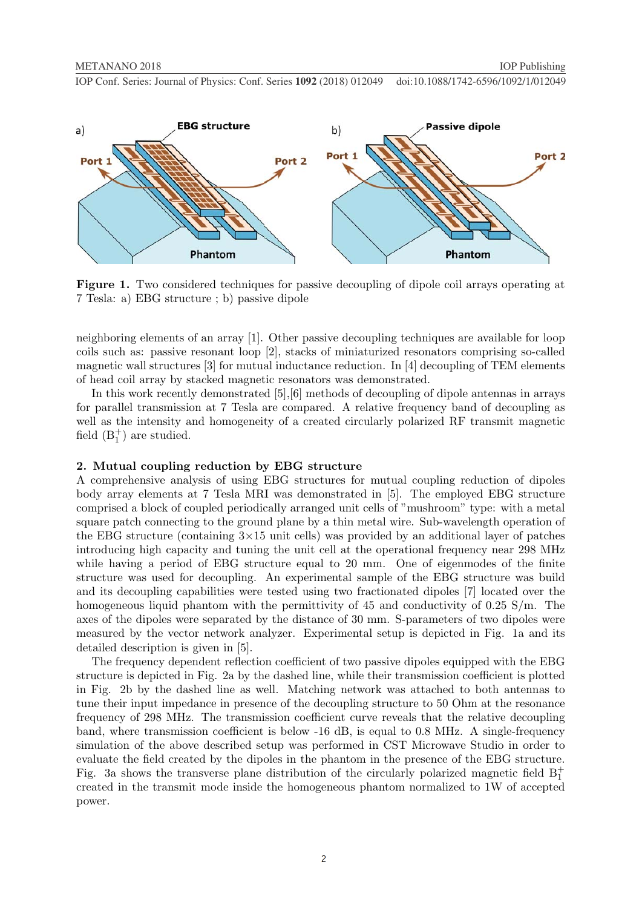**Figure 1.** Two considered techniques for passive decoupling of dipole coil arrays operating at 7 Tesla: a) EBG structure ; b) passive dipole

neighboring elements of an array [1]. Other passive decoupling techniques are available for loop coils such as: passive resonant loop [2], stacks of miniaturized resonators comprising so-called magnetic wall structures [3] for mutual inductance reduction. In [4] decoupling of TEM elements of head coil array by stacked magnetic resonators was demonstrated.

In this work recently demonstrated [5],[6] methods of decoupling of dipole antennas in arrays for parallel transmission at 7 Tesla are compared. A relative frequency band of decoupling as well as the intensity and homogeneity of a created circularly polarized RF transmit magnetic field ($B_1^+$) are studied.

## 2. Mutual coupling reduction by EBG structure

A comprehensive analysis of using EBG structures for mutual coupling reduction of dipoles body array elements at 7 Tesla MRI was demonstrated in [5]. The employed EBG structure comprised a block of coupled periodically arranged unit cells of "mushroom" type: with a metal square patch connecting to the ground plane by a thin metal wire. Sub-wavelength operation of the EBG structure (containing 3×15 unit cells) was provided by an additional layer of patches introducing high capacity and tuning the unit cell at the operational frequency near 298 MHz while having a period of EBG structure equal to 20 mm. One of eigenmodes of the finite structure was used for decoupling. An experimental sample of the EBG structure was build and its decoupling capabilities were tested using two fractionated dipoles [7] located over the homogeneous liquid phantom with the permittivity of 45 and conductivity of 0.25 S/m. The axes of the dipoles were separated by the distance of 30 mm. S-parameters of two dipoles were measured by the vector network analyzer. Experimental setup is depicted in Fig. 1a and its detailed description is given in [5].

The frequency dependent reflection coefficient of two passive dipoles equipped with the EBG structure is depicted in Fig. 2a by the dashed line, while their transmission coefficient is plotted in Fig. 2b by the dashed line as well. Matching network was attached to both antennas to tune their input impedance in presence of the decoupling structure to 50 Ohm at the resonance frequency of 298 MHz. The transmission coefficient curve reveals that the relative decoupling band, where transmission coefficient is below -16 dB, is equal to 0.8 MHz. A single-frequency simulation of the above described setup was performed in CST Microwave Studio in order to evaluate the field created by the dipoles in the phantom in the presence of the EBG structure. Fig. 3a shows the transverse plane distribution of the circularly polarized magnetic field $B_1^+$ created in the transmit mode inside the homogeneous phantom normalized to 1W of accepted power.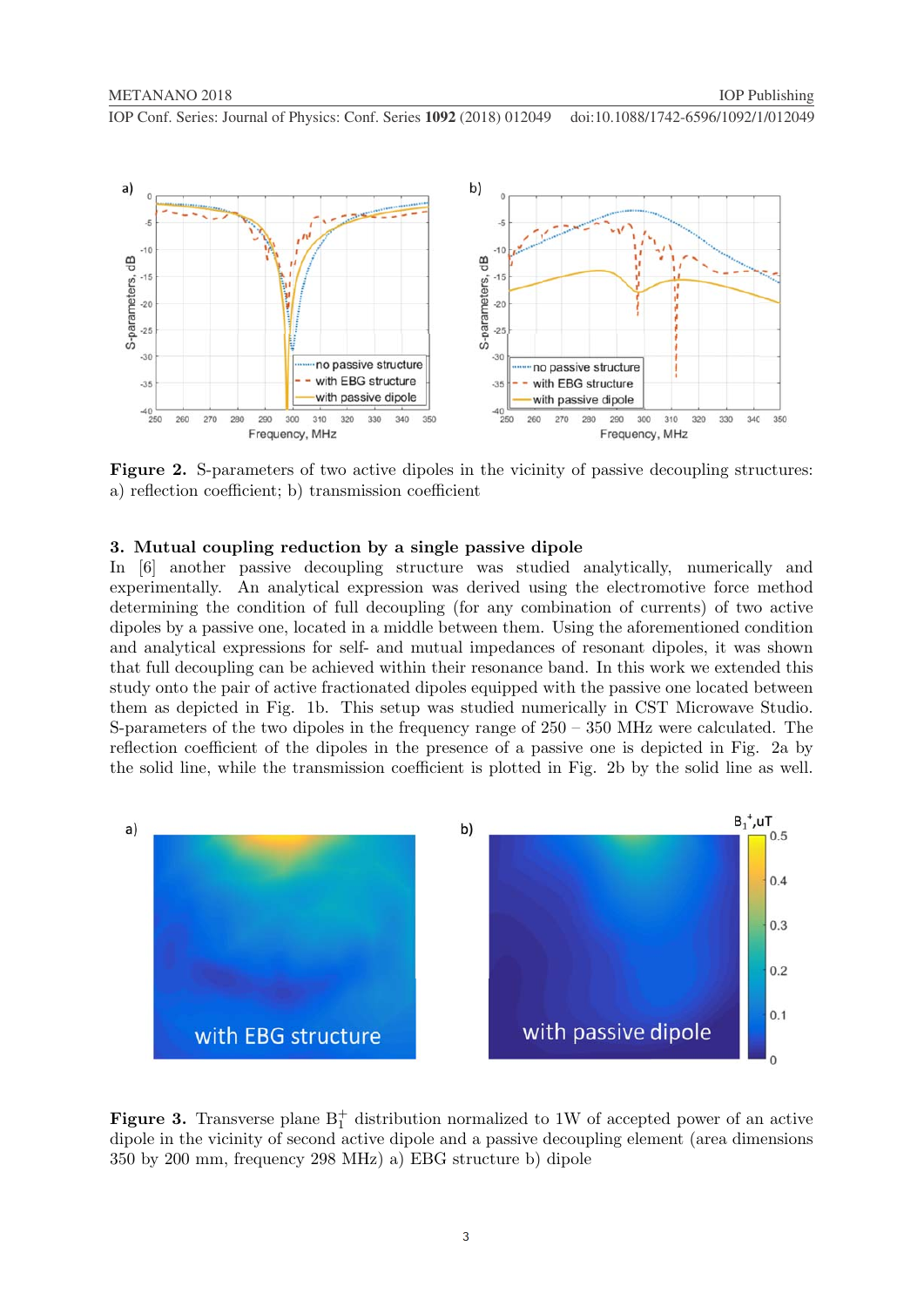**Figure 2.** S-parameters of two active dipoles in the vicinity of passive decoupling structures: a) reflection coefficient; b) transmission coefficient

## 3. Mutual coupling reduction by a single passive dipole

In [6] another passive decoupling structure was studied analytically, numerically and experimentally. An analytical expression was derived using the electromotive force method determining the condition of full decoupling (for any combination of currents) of two active dipoles by a passive one, located in a middle between them. Using the aforementioned condition and analytical expressions for self- and mutual impedances of resonant dipoles, it was shown that full decoupling can be achieved within their resonance band. In this work we extended this study onto the pair of active fractionated dipoles equipped with the passive one located between them as depicted in Fig. 1b. This setup was studied numerically in CST Microwave Studio. S-parameters of the two dipoles in the frequency range of 250 – 350 MHz were calculated. The reflection coefficient of the dipoles in the presence of a passive one is depicted in Fig. 2a by the solid line, while the transmission coefficient is plotted in Fig. 2b by the solid line as well.

**Figure 3.** Transverse plane $B_1^+$ distribution normalized to 1W of accepted power of an active dipole in the vicinity of second active dipole and a passive decoupling element (area dimensions 350 by 200 mm, frequency 298 MHz) a) EBG structure b) dipole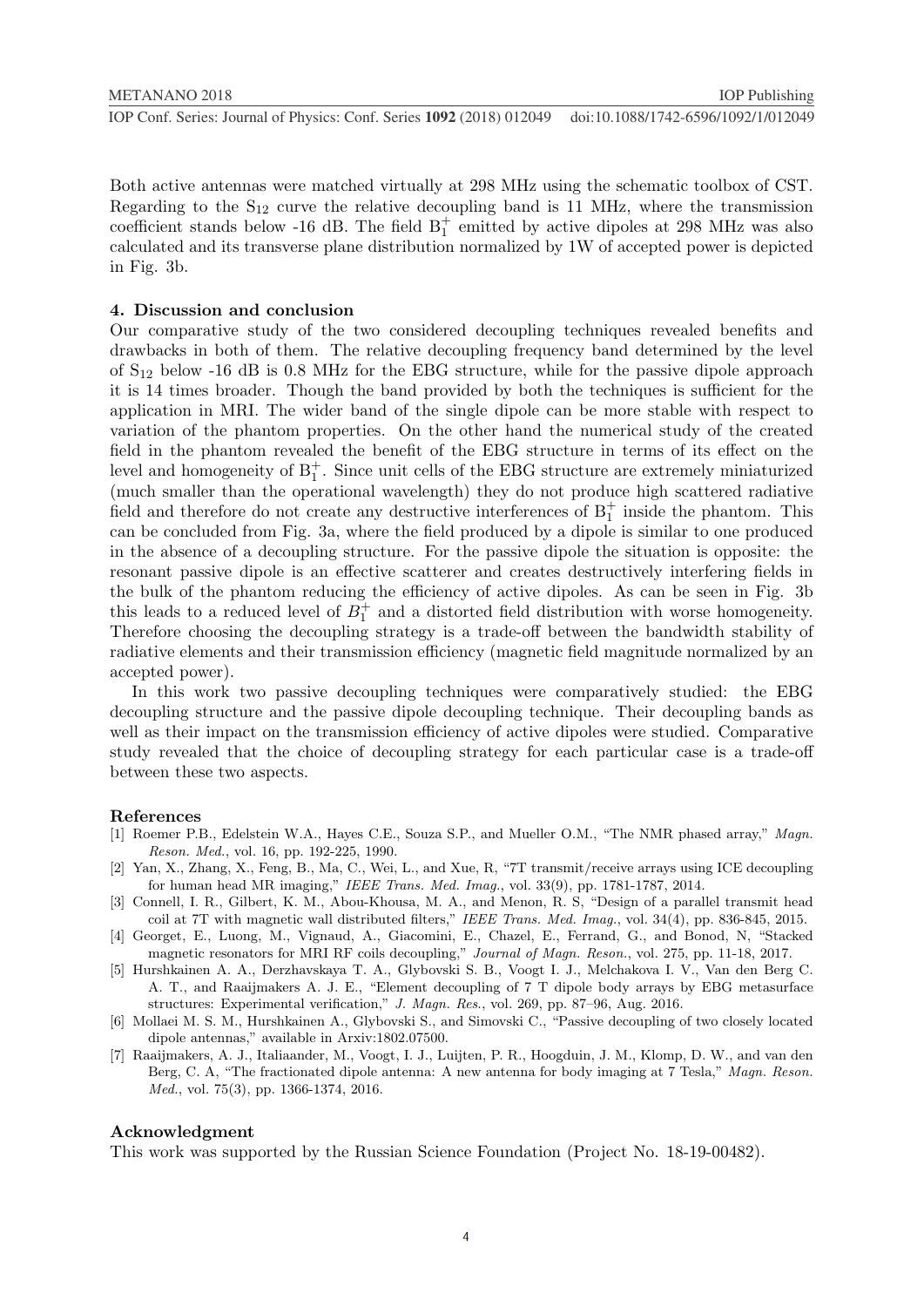Both active antennas were matched virtually at 298 MHz using the schematic toolbox of CST. Regarding to the $S_{12}$ curve the relative decoupling band is 11 MHz, where the transmission coefficient stands below -16 dB. The field $B_1^+$ emitted by active dipoles at 298 MHz was also calculated and its transverse plane distribution normalized by 1W of accepted power is depicted in Fig. 3b.

## 4. Discussion and conclusion

Our comparative study of the two considered decoupling techniques revealed benefits and drawbacks in both of them. The relative decoupling frequency band determined by the level of $S_{12}$ below -16 dB is 0.8 MHz for the EBG structure, while for the passive dipole approach it is 14 times broader. Though the band provided by both the techniques is sufficient for the application in MRI. The wider band of the single dipole can be more stable with respect to variation of the phantom properties. On the other hand the numerical study of the created field in the phantom revealed the benefit of the EBG structure in terms of its effect on the level and homogeneity of $B_1^+$. Since unit cells of the EBG structure are extremely miniaturized (much smaller than the operational wavelength) they do not produce high scattered radiative field and therefore do not create any destructive interferences of $B_1^+$ inside the phantom. This can be concluded from Fig. 3a, where the field produced by a dipole is similar to one produced in the absence of a decoupling structure. For the passive dipole the situation is opposite: the resonant passive dipole is an effective scatterer and creates destructively interfering fields in the bulk of the phantom reducing the efficiency of active dipoles. As can be seen in Fig. 3b this leads to a reduced level of $B_1^+$ and a distorted field distribution with worse homogeneity. Therefore choosing the decoupling strategy is a trade-off between the bandwidth stability of radiative elements and their transmission efficiency (magnetic field magnitude normalized by an accepted power).

In this work two passive decoupling techniques were comparatively studied: the EBG decoupling structure and the passive dipole decoupling technique. Their decoupling bands as well as their impact on the transmission efficiency of active dipoles were studied. Comparative study revealed that the choice of decoupling strategy for each particular case is a trade-off between these two aspects.

## References

[1] Roemer P.B., Edelstein W.A., Hayes C.E., Souza S.P., and Mueller O.M., "The NMR phased array," *Magn. Reson. Med.*, vol. 16, pp. 192-225, 1990.

[2] Yan, X., Zhang, X., Feng, B., Ma, C., Wei, L., and Xue, R, "7T transmit/receive arrays using ICE decoupling for human head MR imaging," *IEEE Trans. Med. Imag.*, vol. 33(9), pp. 1781-1787, 2014.

[3] Connell, I. R., Gilbert, K. M., Abou-Khousa, M. A., and Menon, R. S, "Design of a parallel transmit head coil at 7T with magnetic wall distributed filters," *IEEE Trans. Med. Imag.*, vol. 34(4), pp. 836-845, 2015.

[4] Georget, E., Luong, M., Vignaud, A., Giacomini, E., Chazel, E., Ferrand, G., and Bonod, N, "Stacked magnetic resonators for MRI RF coils decoupling," *Journal of Magn. Reson.*, vol. 275, pp. 11-18, 2017.

[5] Hurshkainen A. A., Derzhavskaya T. A., Glybovski S. B., Voogt I. J., Melchakova I. V., Van den Berg C. A. T., and Raaijmakers A. J. E., "Element decoupling of 7 T dipole body arrays by EBG metasurface structures: Experimental verification," *J. Magn. Res.*, vol. 269, pp. 87–96, Aug. 2016.

[6] Mollaei M. S. M., Hurshkainen A., Glybovski S., and Simovski C., "Passive decoupling of two closely located dipole antennas," available in Arxiv:1802.07500.

[7] Raaijmakers, A. J., Italiaander, M., Voogt, I. J., Luijten, P. R., Hoogduin, J. M., Klomp, D. W., and van den Berg, C. A, "The fractionated dipole antenna: A new antenna for body imaging at 7 Tesla," *Magn. Reson. Med.*, vol. 75(3), pp. 1366-1374, 2016.

## Acknowledgment

This work was supported by the Russian Science Foundation (Project No. 18-19-00482).